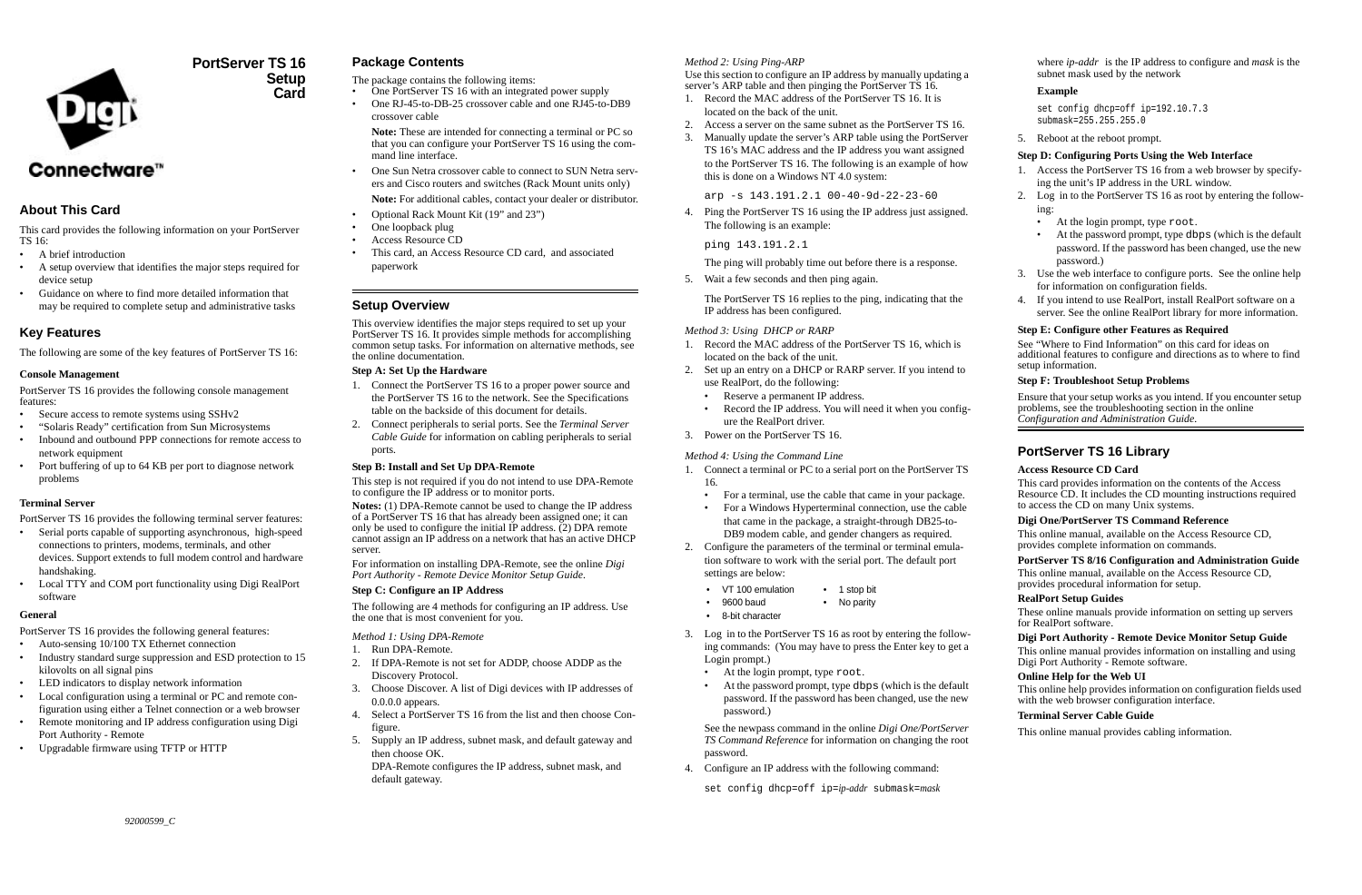# PortServer TS 16 Setup Card

Digi Connectware™

## About This Card

This card provides the following information on your PortServer TS 16:

- A brief introduction
- A setup overview that identifies the major steps required for device setup
- Guidance on where to find more detailed information that may be required to complete setup and administrative tasks

## Key Features

The following are some of the key features of PortServer TS 16:

### Console Management

PortServer TS 16 provides the following console management features:

- Secure access to remote systems using SSHv2
- "Solaris Ready" certification from Sun Microsystems
- Inbound and outbound PPP connections for remote access to network equipment
- Port buffering of up to 64 KB per port to diagnose network problems

### Terminal Server

PortServer TS 16 provides the following terminal server features:

- Serial ports capable of supporting asynchronous, high-speed connections to printers, modems, terminals, and other devices. Support extends to full modem control and hardware handshaking.
- Local TTY and COM port functionality using Digi RealPort software

### General

PortServer TS 16 provides the following general features:

- Auto-sensing 10/100 TX Ethernet connection
- Industry standard surge suppression and ESD protection to 15 kilovolts on all signal pins
- LED indicators to display network information
- Local configuration using a terminal or PC and remote configuration using either a Telnet connection or a web browser
- Remote monitoring and IP address configuration using Digi Port Authority - Remote
- Upgradable firmware using TFTP or HTTP

92000599_C

## Package Contents

The package contains the following items:

- One PortServer TS 16 with an integrated power supply
- One RJ-45-to-DB-25 crossover cable and one RJ45-to-DB9 crossover cable

  **Note:** These are intended for connecting a terminal or PC so that you can configure your PortServer TS 16 using the command line interface.
- One Sun Netra crossover cable to connect to SUN Netra servers and Cisco routers and switches (Rack Mount units only)

  **Note:** For additional cables, contact your dealer or distributor.
- Optional Rack Mount Kit (19" and 23")
- One loopback plug
- Access Resource CD
- This card, an Access Resource CD card, and associated paperwork

## Setup Overview

This overview identifies the major steps required to set up your PortServer TS 16. It provides simple methods for accomplishing common setup tasks. For information on alternative methods, see the online documentation.

### Step A: Set Up the Hardware

1. Connect the PortServer TS 16 to a proper power source and the PortServer TS 16 to the network. See the Specifications table on the backside of this document for details.
2. Connect peripherals to serial ports. See the *Terminal Server Cable Guide* for information on cabling peripherals to serial ports.

### Step B: Install and Set Up DPA-Remote

This step is not required if you do not intend to use DPA-Remote to configure the IP address or to monitor ports.

**Notes:** (1) DPA-Remote cannot be used to change the IP address of a PortServer TS 16 that has already been assigned one; it can only be used to configure the initial IP address. (2) DPA remote cannot assign an IP address on a network that has an active DHCP server.

For information on installing DPA-Remote, see the online *Digi Port Authority - Remote Device Monitor Setup Guide*.

### Step C: Configure an IP Address

The following are 4 methods for configuring an IP address. Use the one that is most convenient for you.

*Method 1: Using DPA-Remote*

1. Run DPA-Remote.
2. If DPA-Remote is not set for ADDP, choose ADDP as the Discovery Protocol.
3. Choose Discover. A list of Digi devices with IP addresses of 0.0.0.0 appears.
4. Select a PortServer TS 16 from the list and then choose Configure.
5. Supply an IP address, subnet mask, and default gateway and then choose OK.

   DPA-Remote configures the IP address, subnet mask, and default gateway.

*Method 2: Using Ping-ARP*

Use this section to configure an IP address by manually updating a server's ARP table and then pinging the PortServer TS 16.

1. Record the MAC address of the PortServer TS 16. It is located on the back of the unit.
2. Access a server on the same subnet as the PortServer TS 16.
3. Manually update the server's ARP table using the PortServer TS 16's MAC address and the IP address you want assigned to the PortServer TS 16. The following is an example of how this is done on a Windows NT 4.0 system:

   ```
   arp -s 143.191.2.1 00-40-9d-22-23-60
   ```
4. Ping the PortServer TS 16 using the IP address just assigned. The following is an example:

   ```
   ping 143.191.2.1
   ```

   The ping will probably time out before there is a response.
5. Wait a few seconds and then ping again.

   The PortServer TS 16 replies to the ping, indicating that the IP address has been configured.

*Method 3: Using DHCP or RARP*

1. Record the MAC address of the PortServer TS 16, which is located on the back of the unit.
2. Set up an entry on a DHCP or RARP server. If you intend to use RealPort, do the following:
   - Reserve a permanent IP address.
   - Record the IP address. You will need it when you configure the RealPort driver.
3. Power on the PortServer TS 16.

*Method 4: Using the Command Line*

1. Connect a terminal or PC to a serial port on the PortServer TS 16.
   - For a terminal, use the cable that came in your package.
   - For a Windows Hyperterminal connection, use the cable that came in the package, a straight-through DB25-to-DB9 modem cable, and gender changers as required.
2. Configure the parameters of the terminal or terminal emulation software to work with the serial port. The default port settings are below:
   - VT 100 emulation
   - 9600 baud
   - 8-bit character
   - 1 stop bit
   - No parity
3. Log in to the PortServer TS 16 as root by entering the following commands: (You may have to press the Enter key to get a Login prompt.)
   - At the login prompt, type `root`.
   - At the password prompt, type `dbps` (which is the default password. If the password has been changed, use the new password.)

   See the newpass command in the online *Digi One/PortServer TS Command Reference* for information on changing the root password.
4. Configure an IP address with the following command:

   `set config dhcp=off ip=`*ip-addr* `submask=`*mask*

   where *ip-addr* is the IP address to configure and *mask* is the subnet mask used by the network

   **Example**

   ```
   set config dhcp=off ip=192.10.7.3
   submask=255.255.255.0
   ```
5. Reboot at the reboot prompt.

### Step D: Configuring Ports Using the Web Interface

1. Access the PortServer TS 16 from a web browser by specifying the unit's IP address in the URL window.
2. Log in to the PortServer TS 16 as root by entering the following:
   - At the login prompt, type `root`.
   - At the password prompt, type `dbps` (which is the default password. If the password has been changed, use the new password.)
3. Use the web interface to configure ports. See the online help for information on configuration fields.
4. If you intend to use RealPort, install RealPort software on a server. See the online RealPort library for more information.

### Step E: Configure other Features as Required

See "Where to Find Information" on this card for ideas on additional features to configure and directions as to where to find setup information.

### Step F: Troubleshoot Setup Problems

Ensure that your setup works as you intend. If you encounter setup problems, see the troubleshooting section in the online *Configuration and Administration Guide*.

## PortServer TS 16 Library

### Access Resource CD Card

This card provides information on the contents of the Access Resource CD. It includes the CD mounting instructions required to access the CD on many Unix systems.

### Digi One/PortServer TS Command Reference

This online manual, available on the Access Resource CD, provides complete information on commands.

### PortServer TS 8/16 Configuration and Administration Guide

This online manual, available on the Access Resource CD, provides procedural information for setup.

### RealPort Setup Guides

These online manuals provide information on setting up servers for RealPort software.

### Digi Port Authority - Remote Device Monitor Setup Guide

This online manual provides information on installing and using Digi Port Authority - Remote software.

### Online Help for the Web UI

This online help provides information on configuration fields used with the web browser configuration interface.

### Terminal Server Cable Guide

This online manual provides cabling information.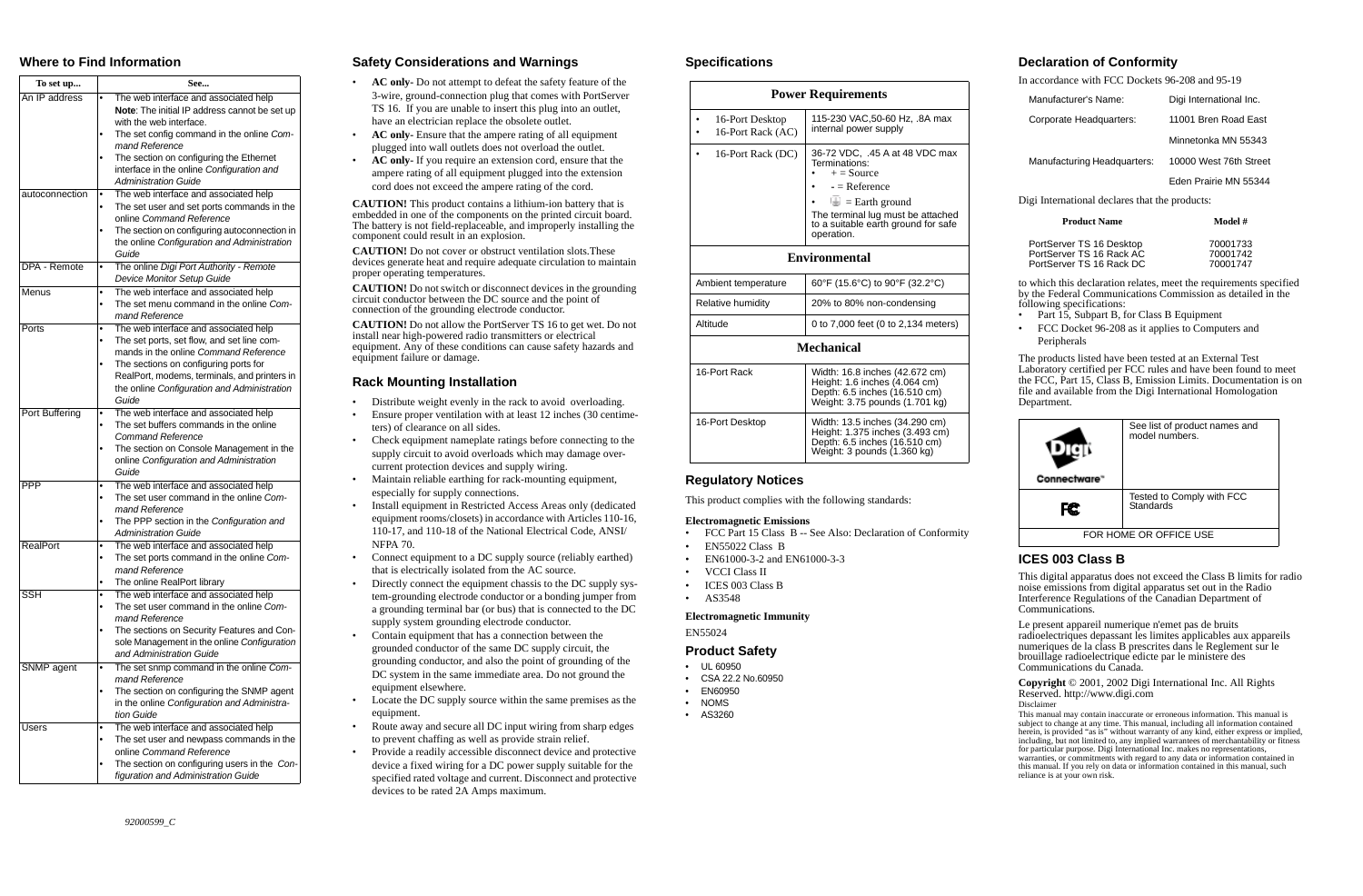## Where to Find Information

| To set up... | See... |
|---|---|
| An IP address | • The web interface and associated help **Note**: The initial IP address cannot be set up with the web interface.<br>• The set config command in the online *Command Reference*<br>• The section on configuring the Ethernet interface in the online *Configuration and Administration Guide* |
| autoconnection | • The web interface and associated help<br>• The set user and set ports commands in the online *Command Reference*<br>• The section on configuring autoconnection in the online *Configuration and Administration Guide* |
| DPA - Remote | • The online *Digi Port Authority - Remote Device Monitor Setup Guide* |
| Menus | • The web interface and associated help<br>• The set menu command in the online *Command Reference* |
| Ports | • The web interface and associated help<br>• The set ports, set flow, and set line commands in the online *Command Reference*<br>• The sections on configuring ports for RealPort, modems, terminals, and printers in the online *Configuration and Administration Guide* |
| Port Buffering | • The web interface and associated help<br>• The set buffers commands in the online *Command Reference*<br>• The section on Console Management in the online *Configuration and Administration Guide* |
| PPP | • The web interface and associated help<br>• The set user command in the online *Command Reference*<br>• The PPP section in the *Configuration and Administration Guide* |
| RealPort | • The web interface and associated help<br>• The set ports command in the online *Command Reference*<br>• The online RealPort library |
| SSH | • The web interface and associated help<br>• The set user command in the online *Command Reference*<br>• The sections on Security Features and Console Management in the online *Configuration and Administration Guide* |
| SNMP agent | • The set snmp command in the online *Command Reference*<br>• The section on configuring the SNMP agent in the online *Configuration and Administration Guide* |
| Users | • The web interface and associated help<br>• The set user and newpass commands in the online *Command Reference*<br>• The section on configuring users in the *Configuration and Administration Guide* |

*92000599_C*

## Safety Considerations and Warnings

- **AC only-** Do not attempt to defeat the safety feature of the 3-wire, ground-connection plug that comes with PortServer TS 16. If you are unable to insert this plug into an outlet, have an electrician replace the obsolete outlet.
- **AC only-** Ensure that the ampere rating of all equipment plugged into wall outlets does not overload the outlet.
- **AC only-** If you require an extension cord, ensure that the ampere rating of all equipment plugged into the extension cord does not exceed the ampere rating of the cord.

**CAUTION!** This product contains a lithium-ion battery that is embedded in one of the components on the printed circuit board. The battery is not field-replaceable, and improperly installing the component could result in an explosion.

**CAUTION!** Do not cover or obstruct ventilation slots.These devices generate heat and require adequate circulation to maintain proper operating temperatures.

**CAUTION!** Do not switch or disconnect devices in the grounding circuit conductor between the DC source and the point of connection of the grounding electrode conductor.

**CAUTION!** Do not allow the PortServer TS 16 to get wet. Do not install near high-powered radio transmitters or electrical equipment. Any of these conditions can cause safety hazards and equipment failure or damage.

## Rack Mounting Installation

- Distribute weight evenly in the rack to avoid overloading.
- Ensure proper ventilation with at least 12 inches (30 centimeters) of clearance on all sides.
- Check equipment nameplate ratings before connecting to the supply circuit to avoid overloads which may damage overcurrent protection devices and supply wiring.
- Maintain reliable earthing for rack-mounting equipment, especially for supply connections.
- Install equipment in Restricted Access Areas only (dedicated equipment rooms/closets) in accordance with Articles 110-16, 110-17, and 110-18 of the National Electrical Code, ANSI/ NFPA 70.
- Connect equipment to a DC supply source (reliably earthed) that is electrically isolated from the AC source.
- Directly connect the equipment chassis to the DC supply system-grounding electrode conductor or a bonding jumper from a grounding terminal bar (or bus) that is connected to the DC supply system grounding electrode conductor.
- Contain equipment that has a connection between the grounded conductor of the same DC supply circuit, the grounding conductor, and also the point of grounding of the DC system in the same immediate area. Do not ground the equipment elsewhere.
- Locate the DC supply source within the same premises as the equipment.
- Route away and secure all DC input wiring from sharp edges to prevent chaffing as well as provide strain relief.
- Provide a readily accessible disconnect device and protective device a fixed wiring for a DC power supply suitable for the specified rated voltage and current. Disconnect and protective devices to be rated 2A Amps maximum.

## Specifications

| Power Requirements | |
|---|---|
| • 16-Port Desktop<br>• 16-Port Rack (AC) | 115-230 VAC,50-60 Hz, .8A max internal power supply |
| • 16-Port Rack (DC) | 36-72 VDC, .45 A at 48 VDC max Terminations:<br>• + = Source<br>• - = Reference<br>• ⏚ = Earth ground<br>The terminal lug must be attached to a suitable earth ground for safe operation. |
| **Environmental** | |
| Ambient temperature | 60°F (15.6°C) to 90°F (32.2°C) |
| Relative humidity | 20% to 80% non-condensing |
| Altitude | 0 to 7,000 feet (0 to 2,134 meters) |
| **Mechanical** | |
| 16-Port Rack | Width: 16.8 inches (42.672 cm)<br>Height: 1.6 inches (4.064 cm)<br>Depth: 6.5 inches (16.510 cm)<br>Weight: 3.75 pounds (1.701 kg) |
| 16-Port Desktop | Width: 13.5 inches (34.290 cm)<br>Height: 1.375 inches (3.493 cm)<br>Depth: 6.5 inches (16.510 cm)<br>Weight: 3 pounds (1.360 kg) |

## Regulatory Notices

This product complies with the following standards:

**Electromagnetic Emissions**

- FCC Part 15 Class B -- See Also: Declaration of Conformity
- EN55022 Class B
- EN61000-3-2 and EN61000-3-3
- VCCI Class II
- ICES 003 Class B
- AS3548

**Electromagnetic Immunity**

EN55024

## Product Safety

- UL 60950
- CSA 22.2 No.60950
- EN60950
- NOMS
- AS3260

## Declaration of Conformity

In accordance with FCC Dockets 96-208 and 95-19

| | |
|---|---|
| Manufacturer's Name: | Digi International Inc. |
| Corporate Headquarters: | 11001 Bren Road East |
| | Minnetonka MN 55343 |
| Manufacturing Headquarters: | 10000 West 76th Street |
| | Eden Prairie MN 55344 |

Digi International declares that the products:

| Product Name | Model # |
|---|---|
| PortServer TS 16 Desktop | 70001733 |
| PortServer TS 16 Rack AC | 70001742 |
| PortServer TS 16 Rack DC | 70001747 |

to which this declaration relates, meet the requirements specified by the Federal Communications Commission as detailed in the following specifications:

- Part 15, Subpart B, for Class B Equipment
- FCC Docket 96-208 as it applies to Computers and Peripherals

The products listed have been tested at an External Test Laboratory certified per FCC rules and have been found to meet the FCC, Part 15, Class B, Emission Limits. Documentation is on file and available from the Digi International Homologation Department.

| | |
|---|---|
| Digi Connectware™ | See list of product names and model numbers. |
| FC | Tested to Comply with FCC Standards |
| FOR HOME OR OFFICE USE | |

## ICES 003 Class B

This digital apparatus does not exceed the Class B limits for radio noise emissions from digital apparatus set out in the Radio Interference Regulations of the Canadian Department of Communications.

Le present appareil numerique n'emet pas de bruits radioelectriques depassant les limites applicables aux appareils numeriques de la class B prescrites dans le Reglement sur le brouillage radioelectrique edicte par le ministere des Communications du Canada.

**Copyright** © 2001, 2002 Digi International Inc. All Rights Reserved. http://www.digi.com

Disclaimer

This manual may contain inaccurate or erroneous information. This manual is subject to change at any time. This manual, including all information contained herein, is provided "as is" without warranty of any kind, either express or implied, including, but not limited to, any implied warrantees of merchantability or fitness for particular purpose. Digi International Inc. makes no representations, warranties, or commitments with regard to any data or information contained in this manual. If you rely on data or information contained in this manual, such reliance is at your own risk.